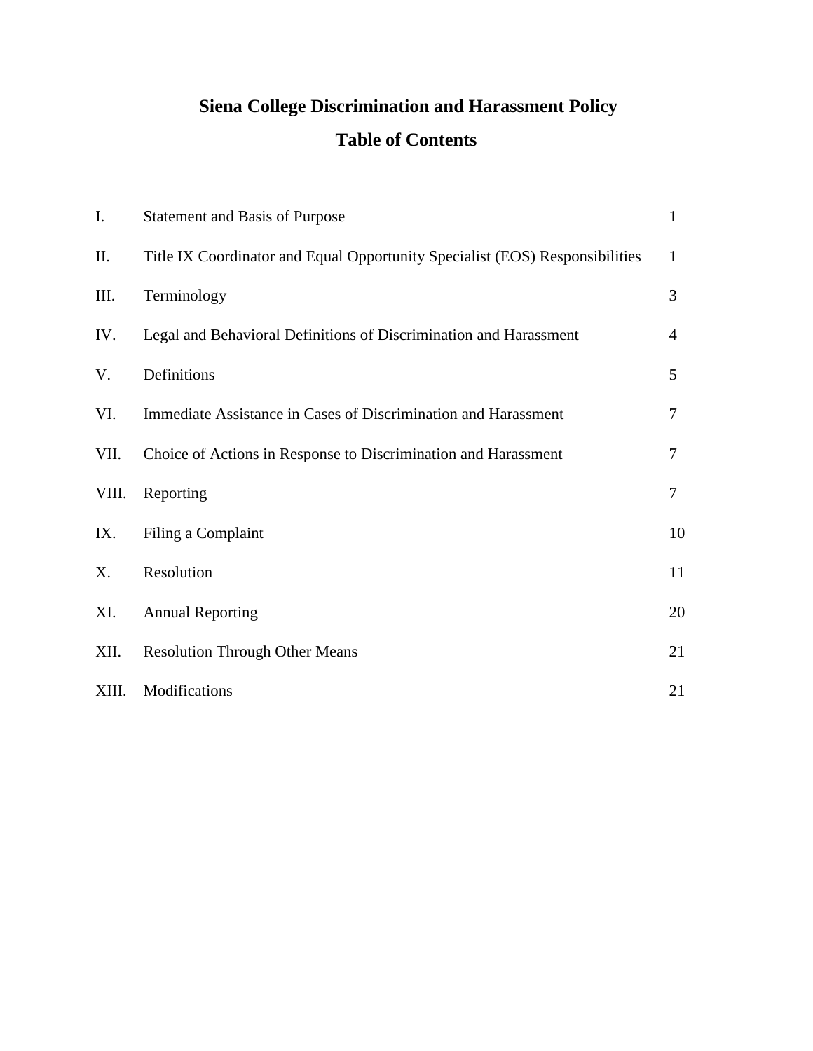# Siena College Discrimination and Harassment Policy

## Table of Contents

| | | |
|---|---|---|
| I. | Statement and Basis of Purpose | 1 |
| II. | Title IX Coordinator and Equal Opportunity Specialist (EOS) Responsibilities | 1 |
| III. | Terminology | 3 |
| IV. | Legal and Behavioral Definitions of Discrimination and Harassment | 4 |
| V. | Definitions | 5 |
| VI. | Immediate Assistance in Cases of Discrimination and Harassment | 7 |
| VII. | Choice of Actions in Response to Discrimination and Harassment | 7 |
| VIII. | Reporting | 7 |
| IX. | Filing a Complaint | 10 |
| X. | Resolution | 11 |
| XI. | Annual Reporting | 20 |
| XII. | Resolution Through Other Means | 21 |
| XIII. | Modifications | 21 |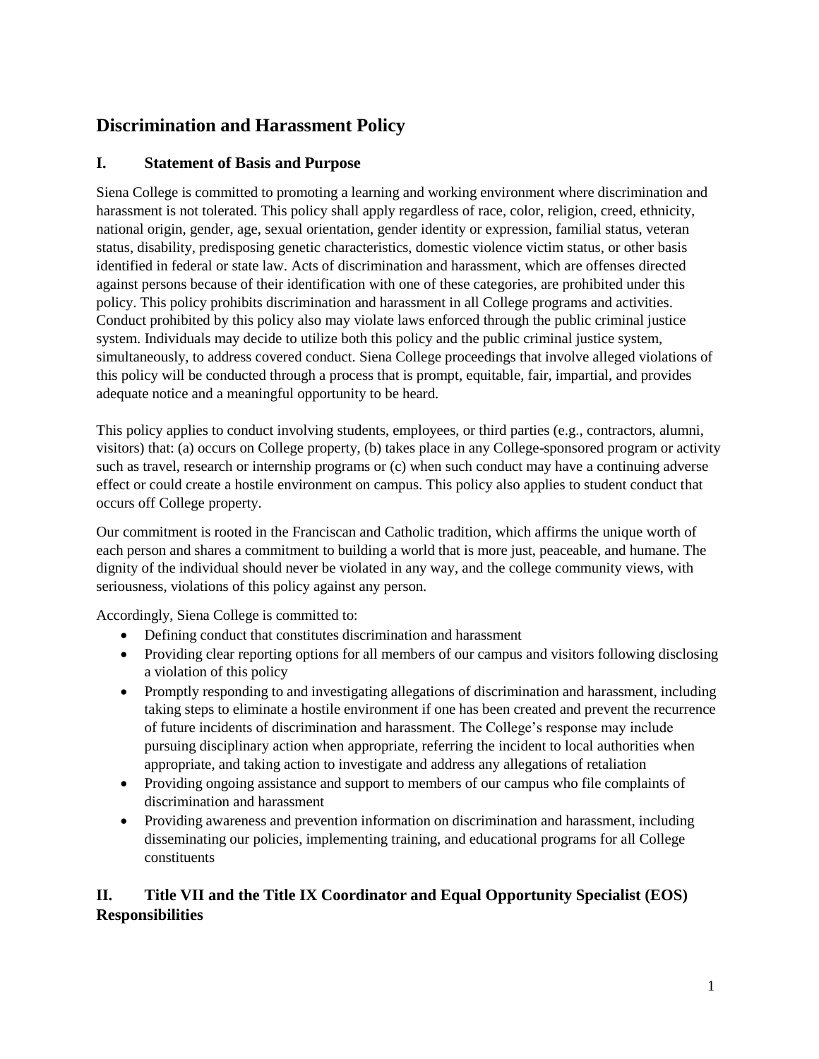## Discrimination and Harassment Policy

### I. Statement of Basis and Purpose

Siena College is committed to promoting a learning and working environment where discrimination and harassment is not tolerated. This policy shall apply regardless of race, color, religion, creed, ethnicity, national origin, gender, age, sexual orientation, gender identity or expression, familial status, veteran status, disability, predisposing genetic characteristics, domestic violence victim status, or other basis identified in federal or state law. Acts of discrimination and harassment, which are offenses directed against persons because of their identification with one of these categories, are prohibited under this policy. This policy prohibits discrimination and harassment in all College programs and activities. Conduct prohibited by this policy also may violate laws enforced through the public criminal justice system. Individuals may decide to utilize both this policy and the public criminal justice system, simultaneously, to address covered conduct. Siena College proceedings that involve alleged violations of this policy will be conducted through a process that is prompt, equitable, fair, impartial, and provides adequate notice and a meaningful opportunity to be heard.

This policy applies to conduct involving students, employees, or third parties (e.g., contractors, alumni, visitors) that: (a) occurs on College property, (b) takes place in any College-sponsored program or activity such as travel, research or internship programs or (c) when such conduct may have a continuing adverse effect or could create a hostile environment on campus. This policy also applies to student conduct that occurs off College property.

Our commitment is rooted in the Franciscan and Catholic tradition, which affirms the unique worth of each person and shares a commitment to building a world that is more just, peaceable, and humane. The dignity of the individual should never be violated in any way, and the college community views, with seriousness, violations of this policy against any person.

Accordingly, Siena College is committed to:

- Defining conduct that constitutes discrimination and harassment
- Providing clear reporting options for all members of our campus and visitors following disclosing a violation of this policy
- Promptly responding to and investigating allegations of discrimination and harassment, including taking steps to eliminate a hostile environment if one has been created and prevent the recurrence of future incidents of discrimination and harassment. The College's response may include pursuing disciplinary action when appropriate, referring the incident to local authorities when appropriate, and taking action to investigate and address any allegations of retaliation
- Providing ongoing assistance and support to members of our campus who file complaints of discrimination and harassment
- Providing awareness and prevention information on discrimination and harassment, including disseminating our policies, implementing training, and educational programs for all College constituents

### II. Title VII and the Title IX Coordinator and Equal Opportunity Specialist (EOS) Responsibilities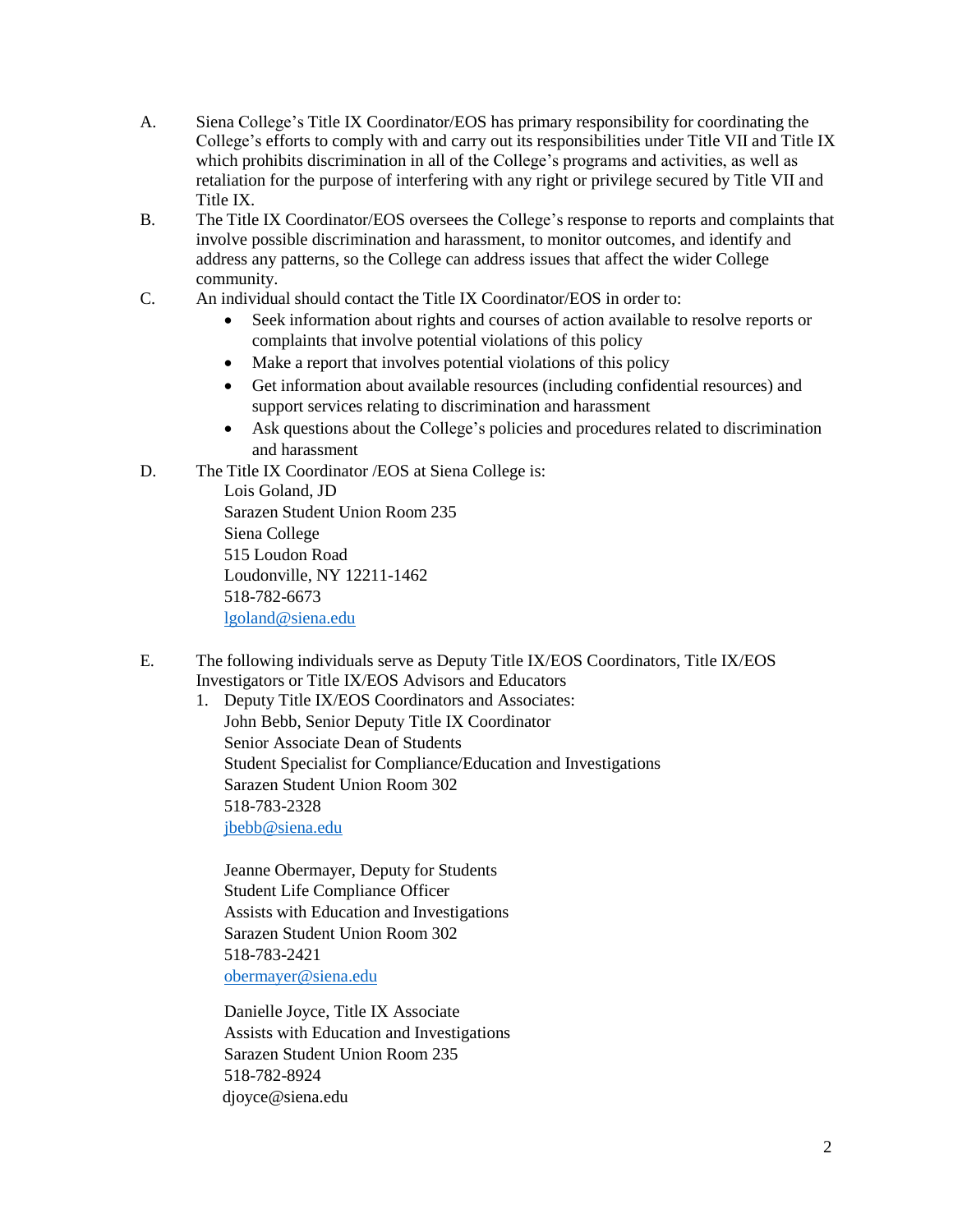A. Siena College's Title IX Coordinator/EOS has primary responsibility for coordinating the College's efforts to comply with and carry out its responsibilities under Title VII and Title IX which prohibits discrimination in all of the College's programs and activities, as well as retaliation for the purpose of interfering with any right or privilege secured by Title VII and Title IX.

B. The Title IX Coordinator/EOS oversees the College's response to reports and complaints that involve possible discrimination and harassment, to monitor outcomes, and identify and address any patterns, so the College can address issues that affect the wider College community.

C. An individual should contact the Title IX Coordinator/EOS in order to:
- Seek information about rights and courses of action available to resolve reports or complaints that involve potential violations of this policy
- Make a report that involves potential violations of this policy
- Get information about available resources (including confidential resources) and support services relating to discrimination and harassment
- Ask questions about the College's policies and procedures related to discrimination and harassment

D. The Title IX Coordinator /EOS at Siena College is:
Lois Goland, JD
Sarazen Student Union Room 235
Siena College
515 Loudon Road
Loudonville, NY 12211-1462
518-782-6673
lgoland@siena.edu

E. The following individuals serve as Deputy Title IX/EOS Coordinators, Title IX/EOS Investigators or Title IX/EOS Advisors and Educators

1. Deputy Title IX/EOS Coordinators and Associates:

John Bebb, Senior Deputy Title IX Coordinator
Senior Associate Dean of Students
Student Specialist for Compliance/Education and Investigations
Sarazen Student Union Room 302
518-783-2328
jbebb@siena.edu

Jeanne Obermayer, Deputy for Students
Student Life Compliance Officer
Assists with Education and Investigations
Sarazen Student Union Room 302
518-783-2421
obermayer@siena.edu

Danielle Joyce, Title IX Associate
Assists with Education and Investigations
Sarazen Student Union Room 235
518-782-8924
djoyce@siena.edu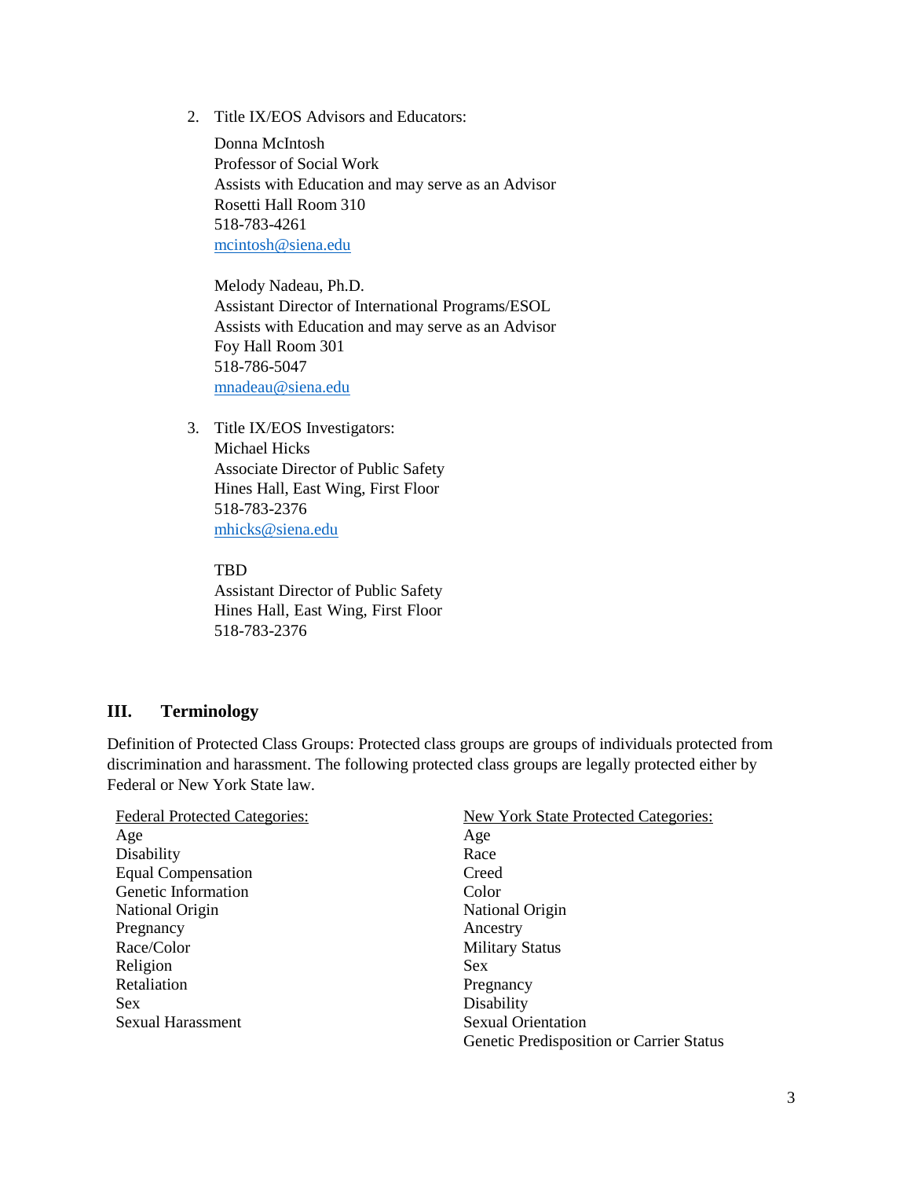2. Title IX/EOS Advisors and Educators:

   Donna McIntosh
   Professor of Social Work
   Assists with Education and may serve as an Advisor
   Rosetti Hall Room 310
   518-783-4261
   mcintosh@siena.edu

   Melody Nadeau, Ph.D.
   Assistant Director of International Programs/ESOL
   Assists with Education and may serve as an Advisor
   Foy Hall Room 301
   518-786-5047
   mnadeau@siena.edu

3. Title IX/EOS Investigators:
   Michael Hicks
   Associate Director of Public Safety
   Hines Hall, East Wing, First Floor
   518-783-2376
   mhicks@siena.edu

   TBD
   Assistant Director of Public Safety
   Hines Hall, East Wing, First Floor
   518-783-2376

## III. Terminology

Definition of Protected Class Groups: Protected class groups are groups of individuals protected from discrimination and harassment. The following protected class groups are legally protected either by Federal or New York State law.

| Federal Protected Categories: | New York State Protected Categories: |
| --- | --- |
| Age | Age |
| Disability | Race |
| Equal Compensation | Creed |
| Genetic Information | Color |
| National Origin | National Origin |
| Pregnancy | Ancestry |
| Race/Color | Military Status |
| Religion | Sex |
| Retaliation | Pregnancy |
| Sex | Disability |
| Sexual Harassment | Sexual Orientation |
| | Genetic Predisposition or Carrier Status |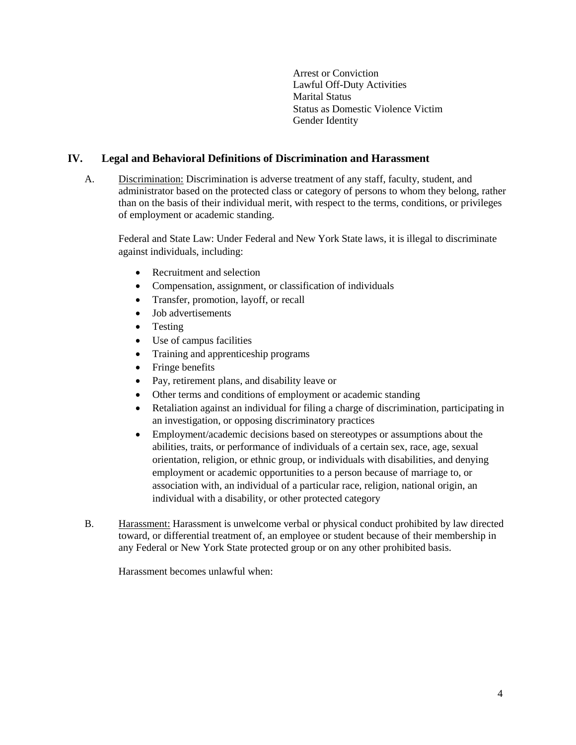Arrest or Conviction
Lawful Off-Duty Activities
Marital Status
Status as Domestic Violence Victim
Gender Identity

## IV. Legal and Behavioral Definitions of Discrimination and Harassment

A. Discrimination: Discrimination is adverse treatment of any staff, faculty, student, and administrator based on the protected class or category of persons to whom they belong, rather than on the basis of their individual merit, with respect to the terms, conditions, or privileges of employment or academic standing.

Federal and State Law: Under Federal and New York State laws, it is illegal to discriminate against individuals, including:

- Recruitment and selection
- Compensation, assignment, or classification of individuals
- Transfer, promotion, layoff, or recall
- Job advertisements
- Testing
- Use of campus facilities
- Training and apprenticeship programs
- Fringe benefits
- Pay, retirement plans, and disability leave or
- Other terms and conditions of employment or academic standing
- Retaliation against an individual for filing a charge of discrimination, participating in an investigation, or opposing discriminatory practices
- Employment/academic decisions based on stereotypes or assumptions about the abilities, traits, or performance of individuals of a certain sex, race, age, sexual orientation, religion, or ethnic group, or individuals with disabilities, and denying employment or academic opportunities to a person because of marriage to, or association with, an individual of a particular race, religion, national origin, an individual with a disability, or other protected category

B. Harassment: Harassment is unwelcome verbal or physical conduct prohibited by law directed toward, or differential treatment of, an employee or student because of their membership in any Federal or New York State protected group or on any other prohibited basis.

Harassment becomes unlawful when: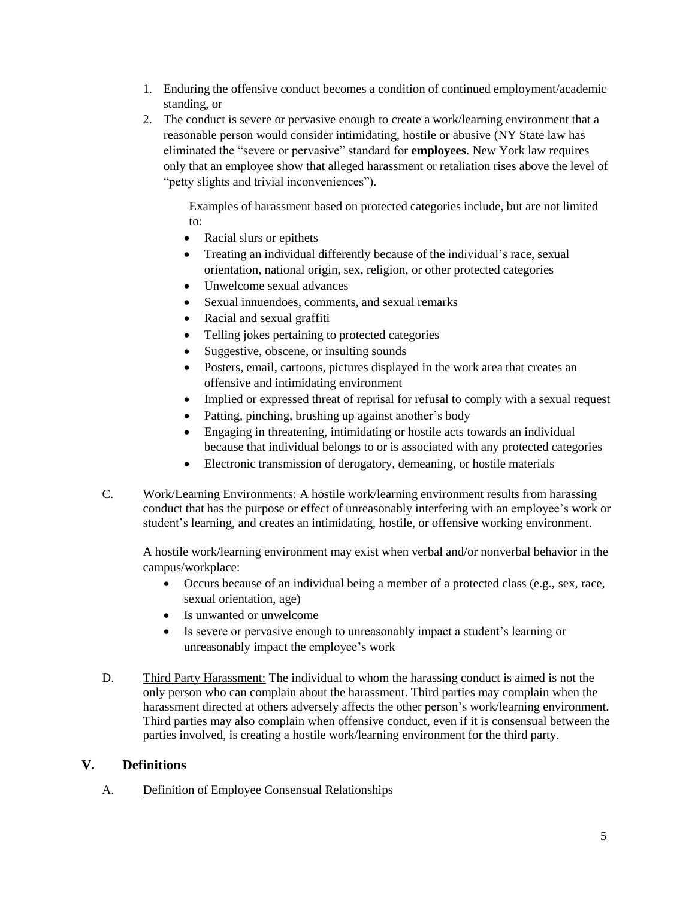1. Enduring the offensive conduct becomes a condition of continued employment/academic standing, or
2. The conduct is severe or pervasive enough to create a work/learning environment that a reasonable person would consider intimidating, hostile or abusive (NY State law has eliminated the "severe or pervasive" standard for **employees**. New York law requires only that an employee show that alleged harassment or retaliation rises above the level of "petty slights and trivial inconveniences").

   Examples of harassment based on protected categories include, but are not limited to:

   - Racial slurs or epithets
   - Treating an individual differently because of the individual's race, sexual orientation, national origin, sex, religion, or other protected categories
   - Unwelcome sexual advances
   - Sexual innuendoes, comments, and sexual remarks
   - Racial and sexual graffiti
   - Telling jokes pertaining to protected categories
   - Suggestive, obscene, or insulting sounds
   - Posters, email, cartoons, pictures displayed in the work area that creates an offensive and intimidating environment
   - Implied or expressed threat of reprisal for refusal to comply with a sexual request
   - Patting, pinching, brushing up against another's body
   - Engaging in threatening, intimidating or hostile acts towards an individual because that individual belongs to or is associated with any protected categories
   - Electronic transmission of derogatory, demeaning, or hostile materials

C. Work/Learning Environments: A hostile work/learning environment results from harassing conduct that has the purpose or effect of unreasonably interfering with an employee's work or student's learning, and creates an intimidating, hostile, or offensive working environment.

A hostile work/learning environment may exist when verbal and/or nonverbal behavior in the campus/workplace:

- Occurs because of an individual being a member of a protected class (e.g., sex, race, sexual orientation, age)
- Is unwanted or unwelcome
- Is severe or pervasive enough to unreasonably impact a student's learning or unreasonably impact the employee's work

D. Third Party Harassment: The individual to whom the harassing conduct is aimed is not the only person who can complain about the harassment. Third parties may complain when the harassment directed at others adversely affects the other person's work/learning environment. Third parties may also complain when offensive conduct, even if it is consensual between the parties involved, is creating a hostile work/learning environment for the third party.

## V. Definitions

A. Definition of Employee Consensual Relationships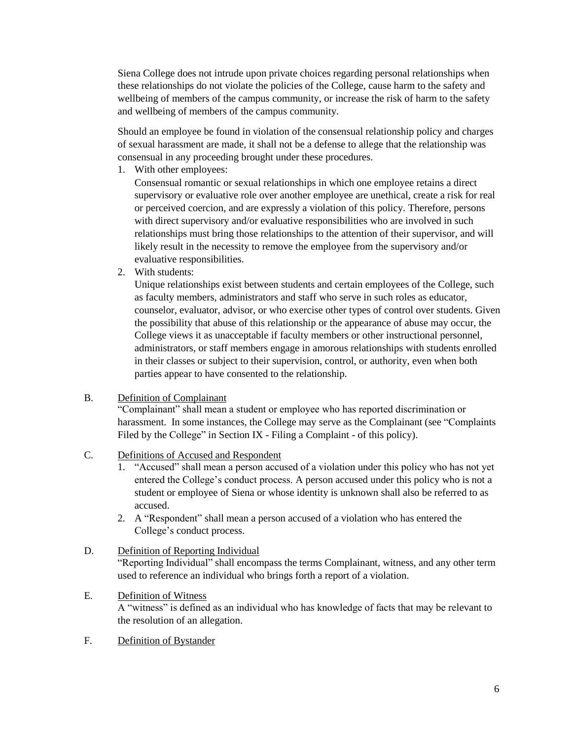Siena College does not intrude upon private choices regarding personal relationships when these relationships do not violate the policies of the College, cause harm to the safety and wellbeing of members of the campus community, or increase the risk of harm to the safety and wellbeing of members of the campus community.

Should an employee be found in violation of the consensual relationship policy and charges of sexual harassment are made, it shall not be a defense to allege that the relationship was consensual in any proceeding brought under these procedures.

1. With other employees:
   Consensual romantic or sexual relationships in which one employee retains a direct supervisory or evaluative role over another employee are unethical, create a risk for real or perceived coercion, and are expressly a violation of this policy. Therefore, persons with direct supervisory and/or evaluative responsibilities who are involved in such relationships must bring those relationships to the attention of their supervisor, and will likely result in the necessity to remove the employee from the supervisory and/or evaluative responsibilities.
2. With students:
   Unique relationships exist between students and certain employees of the College, such as faculty members, administrators and staff who serve in such roles as educator, counselor, evaluator, advisor, or who exercise other types of control over students. Given the possibility that abuse of this relationship or the appearance of abuse may occur, the College views it as unacceptable if faculty members or other instructional personnel, administrators, or staff members engage in amorous relationships with students enrolled in their classes or subject to their supervision, control, or authority, even when both parties appear to have consented to the relationship.

B. Definition of Complainant

"Complainant" shall mean a student or employee who has reported discrimination or harassment. In some instances, the College may serve as the Complainant (see "Complaints Filed by the College" in Section IX - Filing a Complaint - of this policy).

C. Definitions of Accused and Respondent

1. "Accused" shall mean a person accused of a violation under this policy who has not yet entered the College's conduct process. A person accused under this policy who is not a student or employee of Siena or whose identity is unknown shall also be referred to as accused.
2. A "Respondent" shall mean a person accused of a violation who has entered the College's conduct process.

D. Definition of Reporting Individual

"Reporting Individual" shall encompass the terms Complainant, witness, and any other term used to reference an individual who brings forth a report of a violation.

E. Definition of Witness

A "witness" is defined as an individual who has knowledge of facts that may be relevant to the resolution of an allegation.

F. Definition of Bystander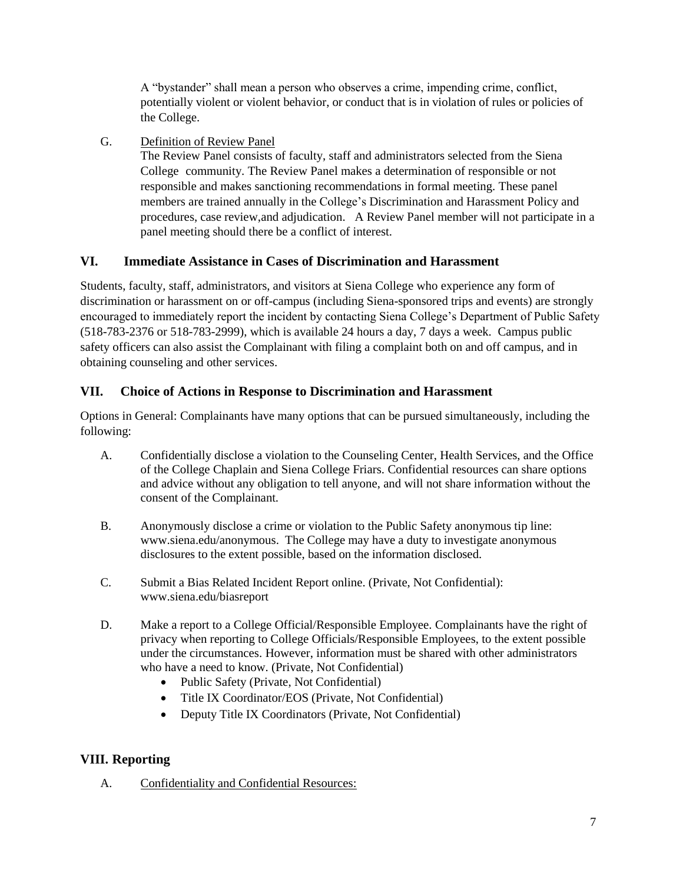A "bystander" shall mean a person who observes a crime, impending crime, conflict, potentially violent or violent behavior, or conduct that is in violation of rules or policies of the College.

G. Definition of Review Panel

The Review Panel consists of faculty, staff and administrators selected from the Siena College community. The Review Panel makes a determination of responsible or not responsible and makes sanctioning recommendations in formal meeting. These panel members are trained annually in the College's Discrimination and Harassment Policy and procedures, case review,and adjudication. A Review Panel member will not participate in a panel meeting should there be a conflict of interest.

## VI. Immediate Assistance in Cases of Discrimination and Harassment

Students, faculty, staff, administrators, and visitors at Siena College who experience any form of discrimination or harassment on or off-campus (including Siena-sponsored trips and events) are strongly encouraged to immediately report the incident by contacting Siena College's Department of Public Safety (518-783-2376 or 518-783-2999), which is available 24 hours a day, 7 days a week. Campus public safety officers can also assist the Complainant with filing a complaint both on and off campus, and in obtaining counseling and other services.

## VII. Choice of Actions in Response to Discrimination and Harassment

Options in General: Complainants have many options that can be pursued simultaneously, including the following:

A. Confidentially disclose a violation to the Counseling Center, Health Services, and the Office of the College Chaplain and Siena College Friars. Confidential resources can share options and advice without any obligation to tell anyone, and will not share information without the consent of the Complainant.

B. Anonymously disclose a crime or violation to the Public Safety anonymous tip line: www.siena.edu/anonymous. The College may have a duty to investigate anonymous disclosures to the extent possible, based on the information disclosed.

C. Submit a Bias Related Incident Report online. (Private, Not Confidential): www.siena.edu/biasreport

D. Make a report to a College Official/Responsible Employee. Complainants have the right of privacy when reporting to College Officials/Responsible Employees, to the extent possible under the circumstances. However, information must be shared with other administrators who have a need to know. (Private, Not Confidential)
   - Public Safety (Private, Not Confidential)
   - Title IX Coordinator/EOS (Private, Not Confidential)
   - Deputy Title IX Coordinators (Private, Not Confidential)

## VIII. Reporting

A. Confidentiality and Confidential Resources: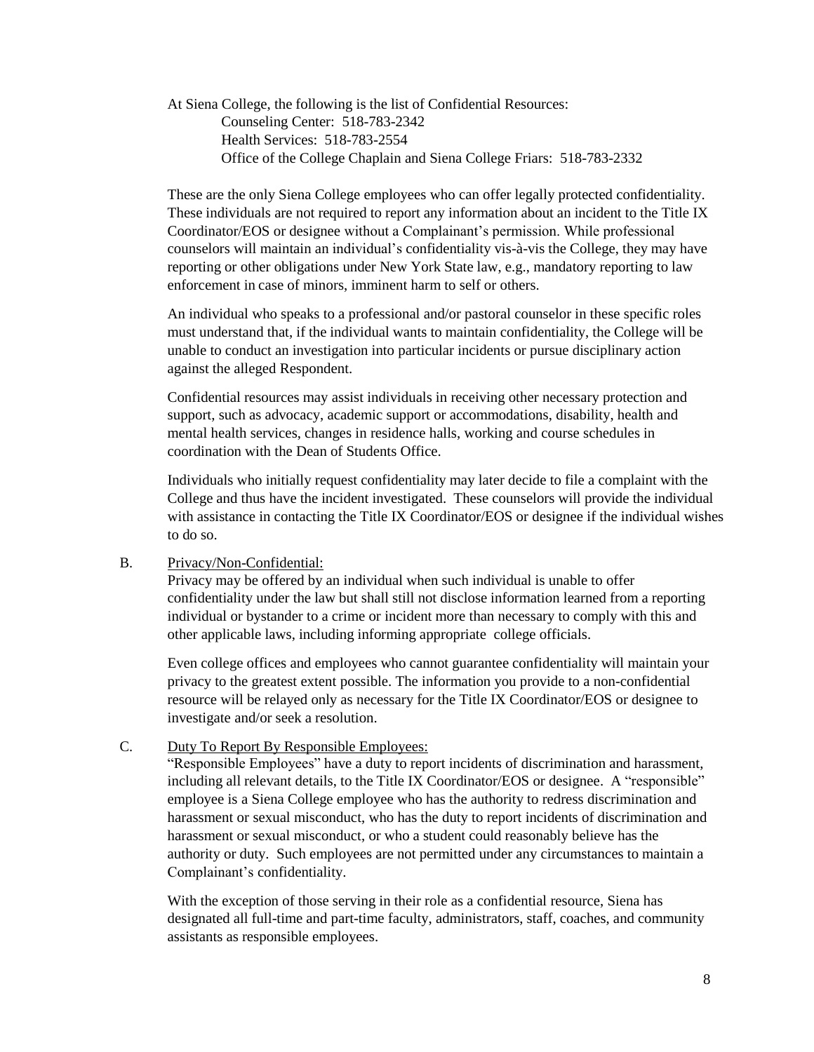At Siena College, the following is the list of Confidential Resources:

Counseling Center: 518-783-2342
Health Services: 518-783-2554
Office of the College Chaplain and Siena College Friars: 518-783-2332

These are the only Siena College employees who can offer legally protected confidentiality. These individuals are not required to report any information about an incident to the Title IX Coordinator/EOS or designee without a Complainant's permission. While professional counselors will maintain an individual's confidentiality vis-à-vis the College, they may have reporting or other obligations under New York State law, e.g., mandatory reporting to law enforcement in case of minors, imminent harm to self or others.

An individual who speaks to a professional and/or pastoral counselor in these specific roles must understand that, if the individual wants to maintain confidentiality, the College will be unable to conduct an investigation into particular incidents or pursue disciplinary action against the alleged Respondent.

Confidential resources may assist individuals in receiving other necessary protection and support, such as advocacy, academic support or accommodations, disability, health and mental health services, changes in residence halls, working and course schedules in coordination with the Dean of Students Office.

Individuals who initially request confidentiality may later decide to file a complaint with the College and thus have the incident investigated. These counselors will provide the individual with assistance in contacting the Title IX Coordinator/EOS or designee if the individual wishes to do so.

B. Privacy/Non-Confidential:

Privacy may be offered by an individual when such individual is unable to offer confidentiality under the law but shall still not disclose information learned from a reporting individual or bystander to a crime or incident more than necessary to comply with this and other applicable laws, including informing appropriate college officials.

Even college offices and employees who cannot guarantee confidentiality will maintain your privacy to the greatest extent possible. The information you provide to a non-confidential resource will be relayed only as necessary for the Title IX Coordinator/EOS or designee to investigate and/or seek a resolution.

C. Duty To Report By Responsible Employees:

"Responsible Employees" have a duty to report incidents of discrimination and harassment, including all relevant details, to the Title IX Coordinator/EOS or designee. A "responsible" employee is a Siena College employee who has the authority to redress discrimination and harassment or sexual misconduct, who has the duty to report incidents of discrimination and harassment or sexual misconduct, or who a student could reasonably believe has the authority or duty. Such employees are not permitted under any circumstances to maintain a Complainant's confidentiality.

With the exception of those serving in their role as a confidential resource, Siena has designated all full-time and part-time faculty, administrators, staff, coaches, and community assistants as responsible employees.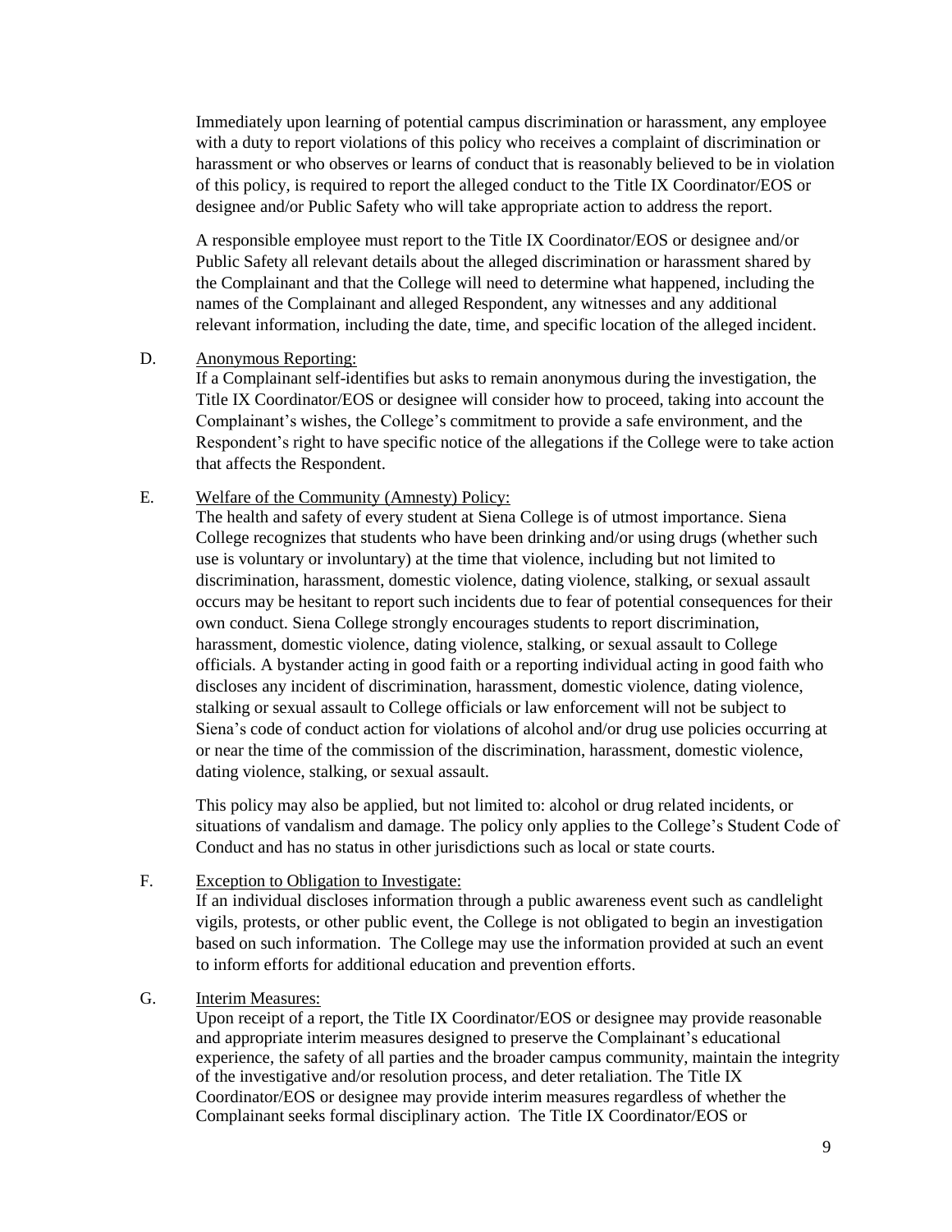Immediately upon learning of potential campus discrimination or harassment, any employee with a duty to report violations of this policy who receives a complaint of discrimination or harassment or who observes or learns of conduct that is reasonably believed to be in violation of this policy, is required to report the alleged conduct to the Title IX Coordinator/EOS or designee and/or Public Safety who will take appropriate action to address the report.

A responsible employee must report to the Title IX Coordinator/EOS or designee and/or Public Safety all relevant details about the alleged discrimination or harassment shared by the Complainant and that the College will need to determine what happened, including the names of the Complainant and alleged Respondent, any witnesses and any additional relevant information, including the date, time, and specific location of the alleged incident.

D. Anonymous Reporting:

If a Complainant self-identifies but asks to remain anonymous during the investigation, the Title IX Coordinator/EOS or designee will consider how to proceed, taking into account the Complainant's wishes, the College's commitment to provide a safe environment, and the Respondent's right to have specific notice of the allegations if the College were to take action that affects the Respondent.

E. Welfare of the Community (Amnesty) Policy:

The health and safety of every student at Siena College is of utmost importance. Siena College recognizes that students who have been drinking and/or using drugs (whether such use is voluntary or involuntary) at the time that violence, including but not limited to discrimination, harassment, domestic violence, dating violence, stalking, or sexual assault occurs may be hesitant to report such incidents due to fear of potential consequences for their own conduct. Siena College strongly encourages students to report discrimination, harassment, domestic violence, dating violence, stalking, or sexual assault to College officials. A bystander acting in good faith or a reporting individual acting in good faith who discloses any incident of discrimination, harassment, domestic violence, dating violence, stalking or sexual assault to College officials or law enforcement will not be subject to Siena's code of conduct action for violations of alcohol and/or drug use policies occurring at or near the time of the commission of the discrimination, harassment, domestic violence, dating violence, stalking, or sexual assault.

This policy may also be applied, but not limited to: alcohol or drug related incidents, or situations of vandalism and damage. The policy only applies to the College's Student Code of Conduct and has no status in other jurisdictions such as local or state courts.

F. Exception to Obligation to Investigate:

If an individual discloses information through a public awareness event such as candlelight vigils, protests, or other public event, the College is not obligated to begin an investigation based on such information. The College may use the information provided at such an event to inform efforts for additional education and prevention efforts.

G. Interim Measures:

Upon receipt of a report, the Title IX Coordinator/EOS or designee may provide reasonable and appropriate interim measures designed to preserve the Complainant's educational experience, the safety of all parties and the broader campus community, maintain the integrity of the investigative and/or resolution process, and deter retaliation. The Title IX Coordinator/EOS or designee may provide interim measures regardless of whether the Complainant seeks formal disciplinary action. The Title IX Coordinator/EOS or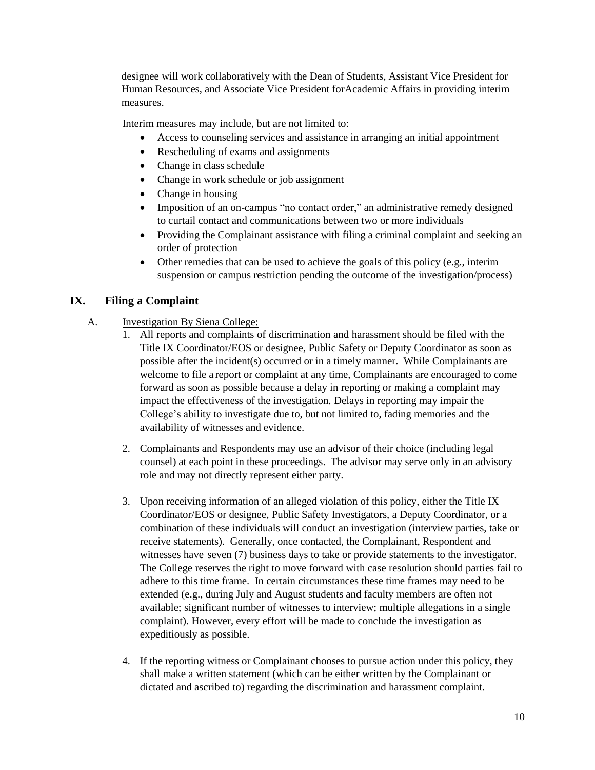designee will work collaboratively with the Dean of Students, Assistant Vice President for Human Resources, and Associate Vice President forAcademic Affairs in providing interim measures.

Interim measures may include, but are not limited to:

- Access to counseling services and assistance in arranging an initial appointment
- Rescheduling of exams and assignments
- Change in class schedule
- Change in work schedule or job assignment
- Change in housing
- Imposition of an on-campus "no contact order," an administrative remedy designed to curtail contact and communications between two or more individuals
- Providing the Complainant assistance with filing a criminal complaint and seeking an order of protection
- Other remedies that can be used to achieve the goals of this policy (e.g., interim suspension or campus restriction pending the outcome of the investigation/process)

## IX. Filing a Complaint

A. <u>Investigation By Siena College:</u>

1. All reports and complaints of discrimination and harassment should be filed with the Title IX Coordinator/EOS or designee, Public Safety or Deputy Coordinator as soon as possible after the incident(s) occurred or in a timely manner. While Complainants are welcome to file a report or complaint at any time, Complainants are encouraged to come forward as soon as possible because a delay in reporting or making a complaint may impact the effectiveness of the investigation. Delays in reporting may impair the College's ability to investigate due to, but not limited to, fading memories and the availability of witnesses and evidence.

2. Complainants and Respondents may use an advisor of their choice (including legal counsel) at each point in these proceedings. The advisor may serve only in an advisory role and may not directly represent either party.

3. Upon receiving information of an alleged violation of this policy, either the Title IX Coordinator/EOS or designee, Public Safety Investigators, a Deputy Coordinator, or a combination of these individuals will conduct an investigation (interview parties, take or receive statements). Generally, once contacted, the Complainant, Respondent and witnesses have seven (7) business days to take or provide statements to the investigator. The College reserves the right to move forward with case resolution should parties fail to adhere to this time frame. In certain circumstances these time frames may need to be extended (e.g., during July and August students and faculty members are often not available; significant number of witnesses to interview; multiple allegations in a single complaint). However, every effort will be made to conclude the investigation as expeditiously as possible.

4. If the reporting witness or Complainant chooses to pursue action under this policy, they shall make a written statement (which can be either written by the Complainant or dictated and ascribed to) regarding the discrimination and harassment complaint.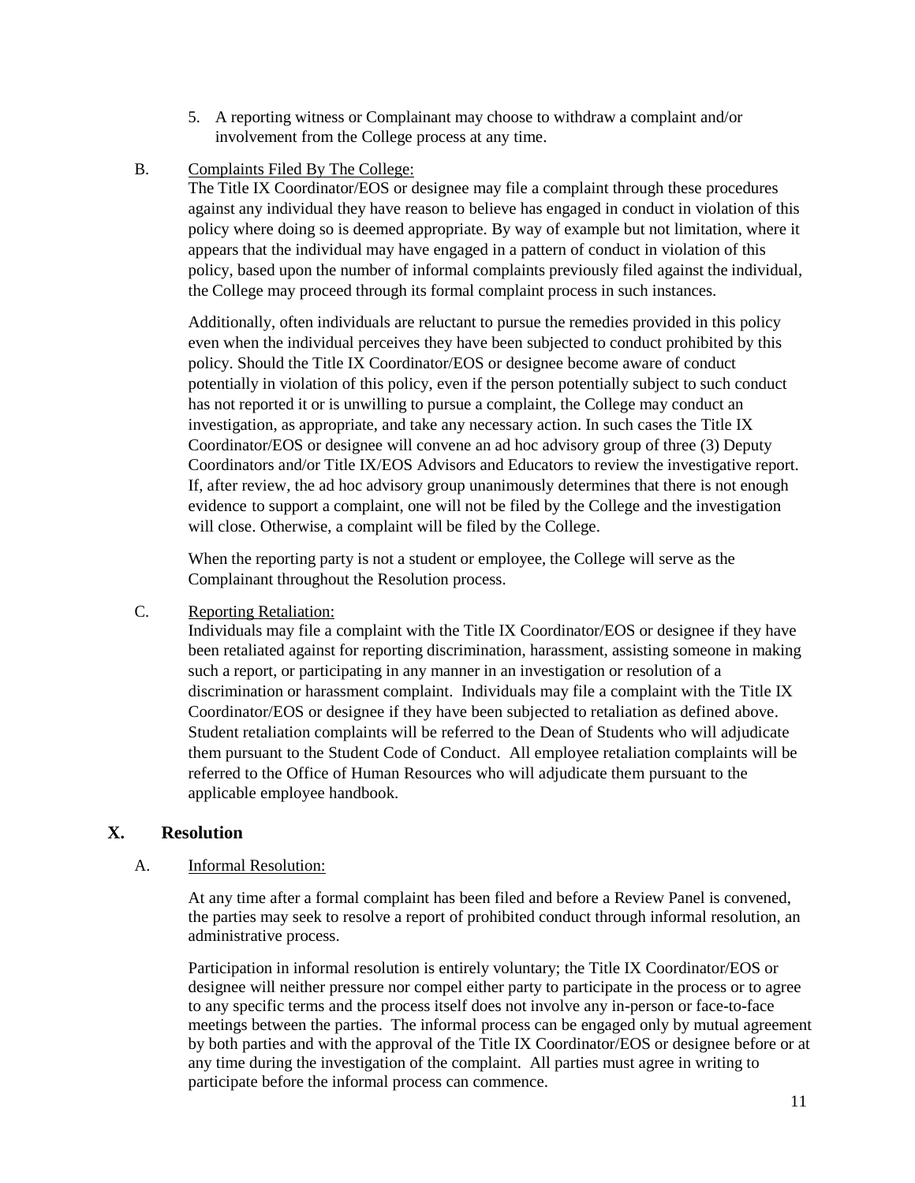5. A reporting witness or Complainant may choose to withdraw a complaint and/or involvement from the College process at any time.

B. Complaints Filed By The College:

The Title IX Coordinator/EOS or designee may file a complaint through these procedures against any individual they have reason to believe has engaged in conduct in violation of this policy where doing so is deemed appropriate. By way of example but not limitation, where it appears that the individual may have engaged in a pattern of conduct in violation of this policy, based upon the number of informal complaints previously filed against the individual, the College may proceed through its formal complaint process in such instances.

Additionally, often individuals are reluctant to pursue the remedies provided in this policy even when the individual perceives they have been subjected to conduct prohibited by this policy. Should the Title IX Coordinator/EOS or designee become aware of conduct potentially in violation of this policy, even if the person potentially subject to such conduct has not reported it or is unwilling to pursue a complaint, the College may conduct an investigation, as appropriate, and take any necessary action. In such cases the Title IX Coordinator/EOS or designee will convene an ad hoc advisory group of three (3) Deputy Coordinators and/or Title IX/EOS Advisors and Educators to review the investigative report. If, after review, the ad hoc advisory group unanimously determines that there is not enough evidence to support a complaint, one will not be filed by the College and the investigation will close. Otherwise, a complaint will be filed by the College.

When the reporting party is not a student or employee, the College will serve as the Complainant throughout the Resolution process.

C. Reporting Retaliation:

Individuals may file a complaint with the Title IX Coordinator/EOS or designee if they have been retaliated against for reporting discrimination, harassment, assisting someone in making such a report, or participating in any manner in an investigation or resolution of a discrimination or harassment complaint. Individuals may file a complaint with the Title IX Coordinator/EOS or designee if they have been subjected to retaliation as defined above. Student retaliation complaints will be referred to the Dean of Students who will adjudicate them pursuant to the Student Code of Conduct. All employee retaliation complaints will be referred to the Office of Human Resources who will adjudicate them pursuant to the applicable employee handbook.

## X. Resolution

A. Informal Resolution:

At any time after a formal complaint has been filed and before a Review Panel is convened, the parties may seek to resolve a report of prohibited conduct through informal resolution, an administrative process.

Participation in informal resolution is entirely voluntary; the Title IX Coordinator/EOS or designee will neither pressure nor compel either party to participate in the process or to agree to any specific terms and the process itself does not involve any in-person or face-to-face meetings between the parties. The informal process can be engaged only by mutual agreement by both parties and with the approval of the Title IX Coordinator/EOS or designee before or at any time during the investigation of the complaint. All parties must agree in writing to participate before the informal process can commence.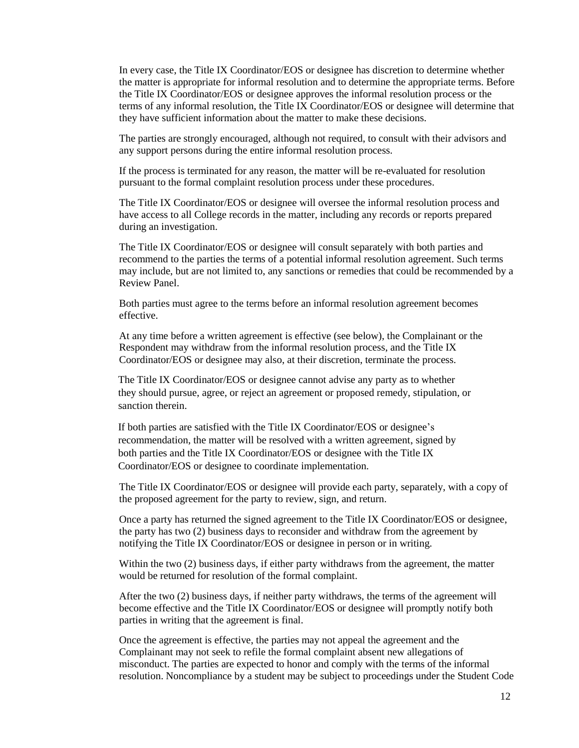In every case, the Title IX Coordinator/EOS or designee has discretion to determine whether the matter is appropriate for informal resolution and to determine the appropriate terms. Before the Title IX Coordinator/EOS or designee approves the informal resolution process or the terms of any informal resolution, the Title IX Coordinator/EOS or designee will determine that they have sufficient information about the matter to make these decisions.

The parties are strongly encouraged, although not required, to consult with their advisors and any support persons during the entire informal resolution process.

If the process is terminated for any reason, the matter will be re-evaluated for resolution pursuant to the formal complaint resolution process under these procedures.

The Title IX Coordinator/EOS or designee will oversee the informal resolution process and have access to all College records in the matter, including any records or reports prepared during an investigation.

The Title IX Coordinator/EOS or designee will consult separately with both parties and recommend to the parties the terms of a potential informal resolution agreement. Such terms may include, but are not limited to, any sanctions or remedies that could be recommended by a Review Panel.

Both parties must agree to the terms before an informal resolution agreement becomes effective.

At any time before a written agreement is effective (see below), the Complainant or the Respondent may withdraw from the informal resolution process, and the Title IX Coordinator/EOS or designee may also, at their discretion, terminate the process.

The Title IX Coordinator/EOS or designee cannot advise any party as to whether they should pursue, agree, or reject an agreement or proposed remedy, stipulation, or sanction therein.

If both parties are satisfied with the Title IX Coordinator/EOS or designee's recommendation, the matter will be resolved with a written agreement, signed by both parties and the Title IX Coordinator/EOS or designee with the Title IX Coordinator/EOS or designee to coordinate implementation.

The Title IX Coordinator/EOS or designee will provide each party, separately, with a copy of the proposed agreement for the party to review, sign, and return.

Once a party has returned the signed agreement to the Title IX Coordinator/EOS or designee, the party has two (2) business days to reconsider and withdraw from the agreement by notifying the Title IX Coordinator/EOS or designee in person or in writing.

Within the two (2) business days, if either party withdraws from the agreement, the matter would be returned for resolution of the formal complaint.

After the two (2) business days, if neither party withdraws, the terms of the agreement will become effective and the Title IX Coordinator/EOS or designee will promptly notify both parties in writing that the agreement is final.

Once the agreement is effective, the parties may not appeal the agreement and the Complainant may not seek to refile the formal complaint absent new allegations of misconduct. The parties are expected to honor and comply with the terms of the informal resolution. Noncompliance by a student may be subject to proceedings under the Student Code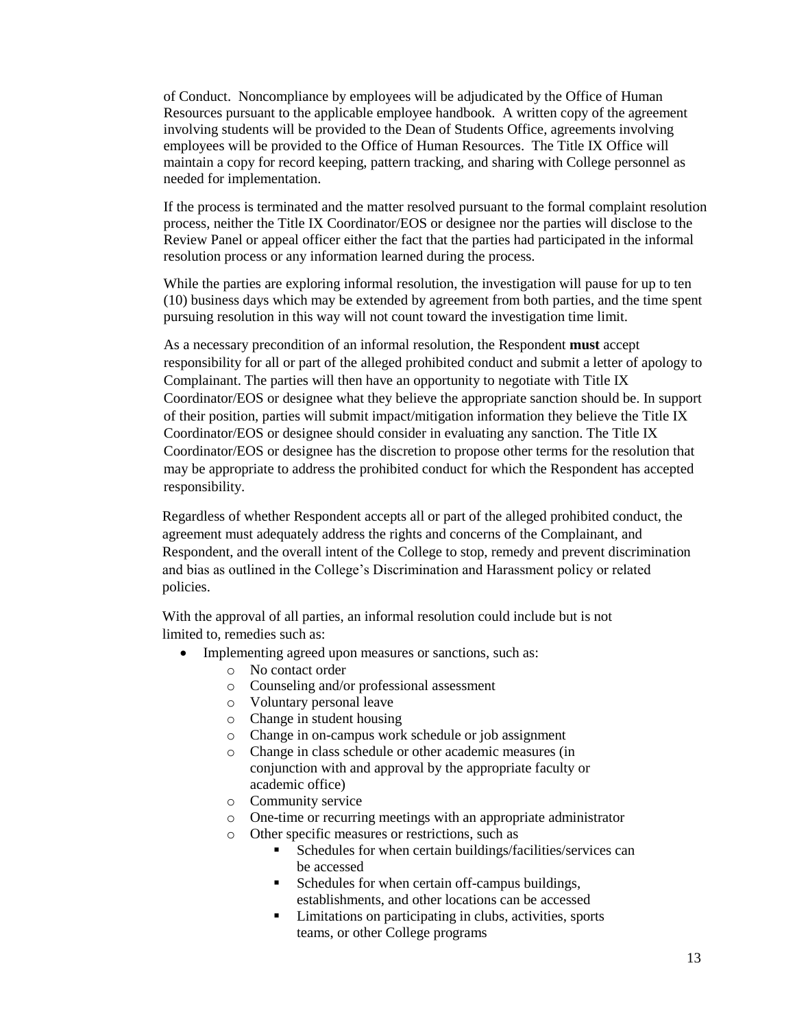of Conduct. Noncompliance by employees will be adjudicated by the Office of Human Resources pursuant to the applicable employee handbook. A written copy of the agreement involving students will be provided to the Dean of Students Office, agreements involving employees will be provided to the Office of Human Resources. The Title IX Office will maintain a copy for record keeping, pattern tracking, and sharing with College personnel as needed for implementation.

If the process is terminated and the matter resolved pursuant to the formal complaint resolution process, neither the Title IX Coordinator/EOS or designee nor the parties will disclose to the Review Panel or appeal officer either the fact that the parties had participated in the informal resolution process or any information learned during the process.

While the parties are exploring informal resolution, the investigation will pause for up to ten (10) business days which may be extended by agreement from both parties, and the time spent pursuing resolution in this way will not count toward the investigation time limit.

As a necessary precondition of an informal resolution, the Respondent **must** accept responsibility for all or part of the alleged prohibited conduct and submit a letter of apology to Complainant. The parties will then have an opportunity to negotiate with Title IX Coordinator/EOS or designee what they believe the appropriate sanction should be. In support of their position, parties will submit impact/mitigation information they believe the Title IX Coordinator/EOS or designee should consider in evaluating any sanction. The Title IX Coordinator/EOS or designee has the discretion to propose other terms for the resolution that may be appropriate to address the prohibited conduct for which the Respondent has accepted responsibility.

Regardless of whether Respondent accepts all or part of the alleged prohibited conduct, the agreement must adequately address the rights and concerns of the Complainant, and Respondent, and the overall intent of the College to stop, remedy and prevent discrimination and bias as outlined in the College's Discrimination and Harassment policy or related policies.

With the approval of all parties, an informal resolution could include but is not limited to, remedies such as:

- Implementing agreed upon measures or sanctions, such as:
  - No contact order
  - Counseling and/or professional assessment
  - Voluntary personal leave
  - Change in student housing
  - Change in on-campus work schedule or job assignment
  - Change in class schedule or other academic measures (in conjunction with and approval by the appropriate faculty or academic office)
  - Community service
  - One-time or recurring meetings with an appropriate administrator
  - Other specific measures or restrictions, such as
    - Schedules for when certain buildings/facilities/services can be accessed
    - Schedules for when certain off-campus buildings, establishments, and other locations can be accessed
    - Limitations on participating in clubs, activities, sports teams, or other College programs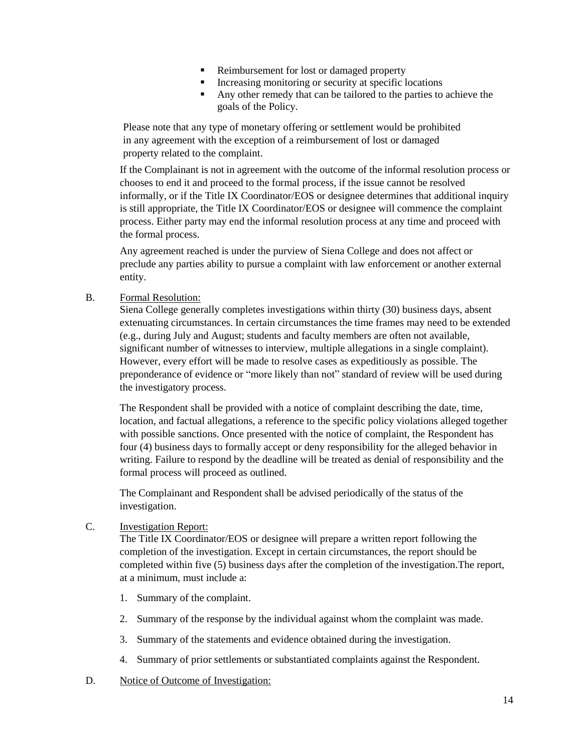- Reimbursement for lost or damaged property
- Increasing monitoring or security at specific locations
- Any other remedy that can be tailored to the parties to achieve the goals of the Policy.

Please note that any type of monetary offering or settlement would be prohibited in any agreement with the exception of a reimbursement of lost or damaged property related to the complaint.

If the Complainant is not in agreement with the outcome of the informal resolution process or chooses to end it and proceed to the formal process, if the issue cannot be resolved informally, or if the Title IX Coordinator/EOS or designee determines that additional inquiry is still appropriate, the Title IX Coordinator/EOS or designee will commence the complaint process. Either party may end the informal resolution process at any time and proceed with the formal process.

Any agreement reached is under the purview of Siena College and does not affect or preclude any parties ability to pursue a complaint with law enforcement or another external entity.

B. Formal Resolution:

Siena College generally completes investigations within thirty (30) business days, absent extenuating circumstances. In certain circumstances the time frames may need to be extended (e.g., during July and August; students and faculty members are often not available, significant number of witnesses to interview, multiple allegations in a single complaint). However, every effort will be made to resolve cases as expeditiously as possible. The preponderance of evidence or "more likely than not" standard of review will be used during the investigatory process.

The Respondent shall be provided with a notice of complaint describing the date, time, location, and factual allegations, a reference to the specific policy violations alleged together with possible sanctions. Once presented with the notice of complaint, the Respondent has four (4) business days to formally accept or deny responsibility for the alleged behavior in writing. Failure to respond by the deadline will be treated as denial of responsibility and the formal process will proceed as outlined.

The Complainant and Respondent shall be advised periodically of the status of the investigation.

C. Investigation Report:

The Title IX Coordinator/EOS or designee will prepare a written report following the completion of the investigation. Except in certain circumstances, the report should be completed within five (5) business days after the completion of the investigation.The report, at a minimum, must include a:

1. Summary of the complaint.
2. Summary of the response by the individual against whom the complaint was made.
3. Summary of the statements and evidence obtained during the investigation.
4. Summary of prior settlements or substantiated complaints against the Respondent.

D. Notice of Outcome of Investigation: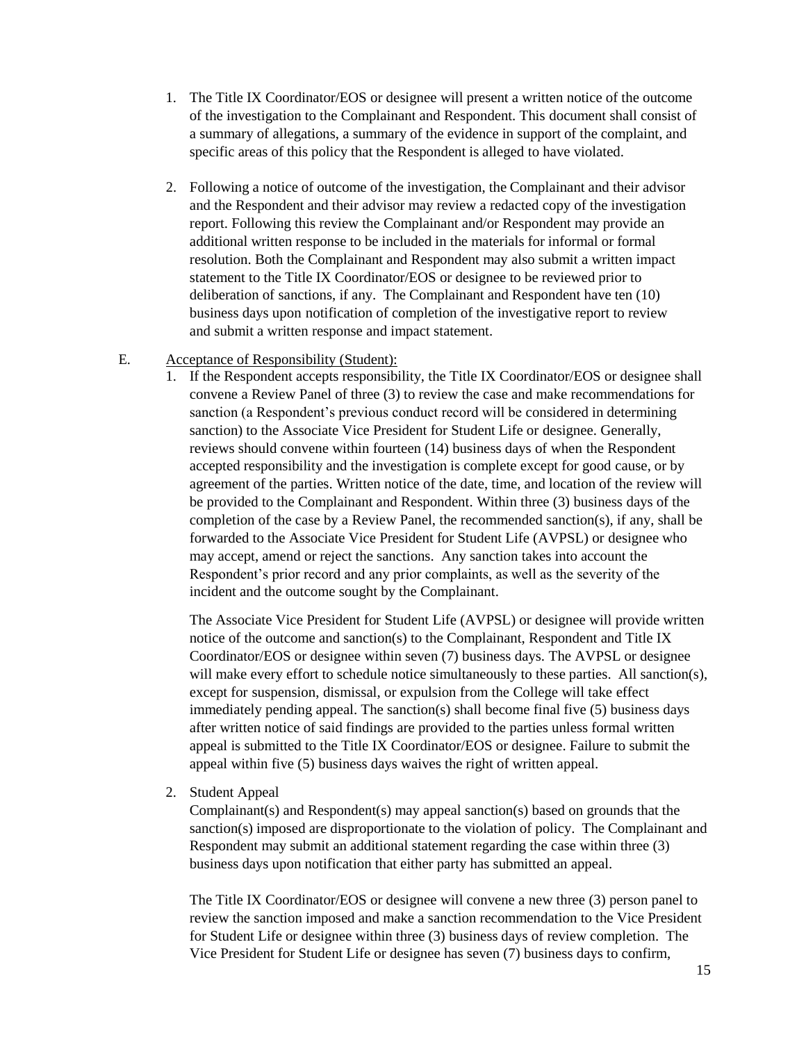1. The Title IX Coordinator/EOS or designee will present a written notice of the outcome of the investigation to the Complainant and Respondent. This document shall consist of a summary of allegations, a summary of the evidence in support of the complaint, and specific areas of this policy that the Respondent is alleged to have violated.

2. Following a notice of outcome of the investigation, the Complainant and their advisor and the Respondent and their advisor may review a redacted copy of the investigation report. Following this review the Complainant and/or Respondent may provide an additional written response to be included in the materials for informal or formal resolution. Both the Complainant and Respondent may also submit a written impact statement to the Title IX Coordinator/EOS or designee to be reviewed prior to deliberation of sanctions, if any. The Complainant and Respondent have ten (10) business days upon notification of completion of the investigative report to review and submit a written response and impact statement.

E. <u>Acceptance of Responsibility (Student):</u>

1. If the Respondent accepts responsibility, the Title IX Coordinator/EOS or designee shall convene a Review Panel of three (3) to review the case and make recommendations for sanction (a Respondent's previous conduct record will be considered in determining sanction) to the Associate Vice President for Student Life or designee. Generally, reviews should convene within fourteen (14) business days of when the Respondent accepted responsibility and the investigation is complete except for good cause, or by agreement of the parties. Written notice of the date, time, and location of the review will be provided to the Complainant and Respondent. Within three (3) business days of the completion of the case by a Review Panel, the recommended sanction(s), if any, shall be forwarded to the Associate Vice President for Student Life (AVPSL) or designee who may accept, amend or reject the sanctions. Any sanction takes into account the Respondent's prior record and any prior complaints, as well as the severity of the incident and the outcome sought by the Complainant.

   The Associate Vice President for Student Life (AVPSL) or designee will provide written notice of the outcome and sanction(s) to the Complainant, Respondent and Title IX Coordinator/EOS or designee within seven (7) business days. The AVPSL or designee will make every effort to schedule notice simultaneously to these parties. All sanction(s), except for suspension, dismissal, or expulsion from the College will take effect immediately pending appeal. The sanction(s) shall become final five (5) business days after written notice of said findings are provided to the parties unless formal written appeal is submitted to the Title IX Coordinator/EOS or designee. Failure to submit the appeal within five (5) business days waives the right of written appeal.

2. Student Appeal

   Complainant(s) and Respondent(s) may appeal sanction(s) based on grounds that the sanction(s) imposed are disproportionate to the violation of policy. The Complainant and Respondent may submit an additional statement regarding the case within three (3) business days upon notification that either party has submitted an appeal.

   The Title IX Coordinator/EOS or designee will convene a new three (3) person panel to review the sanction imposed and make a sanction recommendation to the Vice President for Student Life or designee within three (3) business days of review completion. The Vice President for Student Life or designee has seven (7) business days to confirm,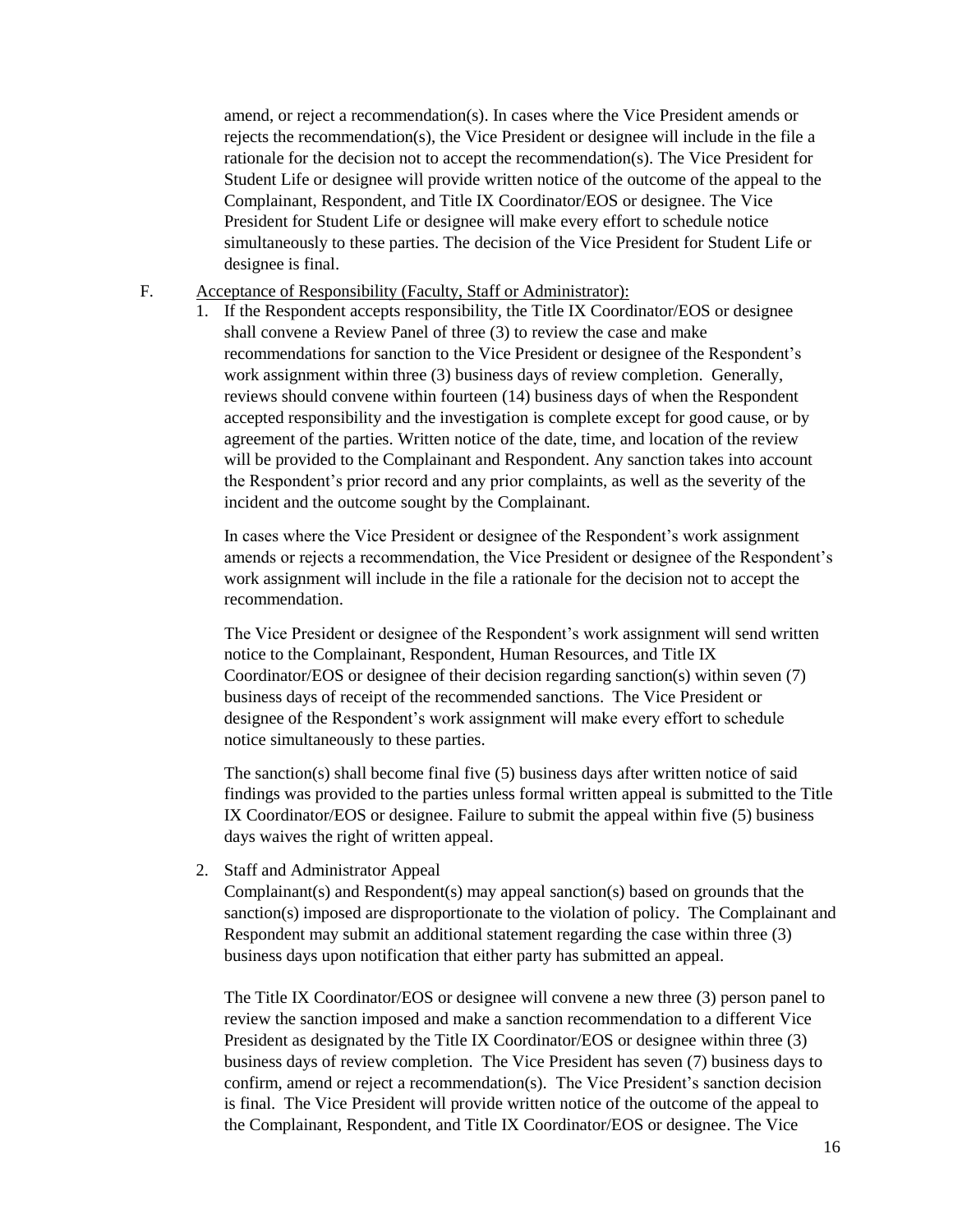amend, or reject a recommendation(s). In cases where the Vice President amends or rejects the recommendation(s), the Vice President or designee will include in the file a rationale for the decision not to accept the recommendation(s). The Vice President for Student Life or designee will provide written notice of the outcome of the appeal to the Complainant, Respondent, and Title IX Coordinator/EOS or designee. The Vice President for Student Life or designee will make every effort to schedule notice simultaneously to these parties. The decision of the Vice President for Student Life or designee is final.

F. Acceptance of Responsibility (Faculty, Staff or Administrator):

1. If the Respondent accepts responsibility, the Title IX Coordinator/EOS or designee shall convene a Review Panel of three (3) to review the case and make recommendations for sanction to the Vice President or designee of the Respondent's work assignment within three (3) business days of review completion. Generally, reviews should convene within fourteen (14) business days of when the Respondent accepted responsibility and the investigation is complete except for good cause, or by agreement of the parties. Written notice of the date, time, and location of the review will be provided to the Complainant and Respondent. Any sanction takes into account the Respondent's prior record and any prior complaints, as well as the severity of the incident and the outcome sought by the Complainant.

   In cases where the Vice President or designee of the Respondent's work assignment amends or rejects a recommendation, the Vice President or designee of the Respondent's work assignment will include in the file a rationale for the decision not to accept the recommendation.

   The Vice President or designee of the Respondent's work assignment will send written notice to the Complainant, Respondent, Human Resources, and Title IX Coordinator/EOS or designee of their decision regarding sanction(s) within seven (7) business days of receipt of the recommended sanctions. The Vice President or designee of the Respondent's work assignment will make every effort to schedule notice simultaneously to these parties.

   The sanction(s) shall become final five (5) business days after written notice of said findings was provided to the parties unless formal written appeal is submitted to the Title IX Coordinator/EOS or designee. Failure to submit the appeal within five (5) business days waives the right of written appeal.

2. Staff and Administrator Appeal

   Complainant(s) and Respondent(s) may appeal sanction(s) based on grounds that the sanction(s) imposed are disproportionate to the violation of policy. The Complainant and Respondent may submit an additional statement regarding the case within three (3) business days upon notification that either party has submitted an appeal.

   The Title IX Coordinator/EOS or designee will convene a new three (3) person panel to review the sanction imposed and make a sanction recommendation to a different Vice President as designated by the Title IX Coordinator/EOS or designee within three (3) business days of review completion. The Vice President has seven (7) business days to confirm, amend or reject a recommendation(s). The Vice President's sanction decision is final. The Vice President will provide written notice of the outcome of the appeal to the Complainant, Respondent, and Title IX Coordinator/EOS or designee. The Vice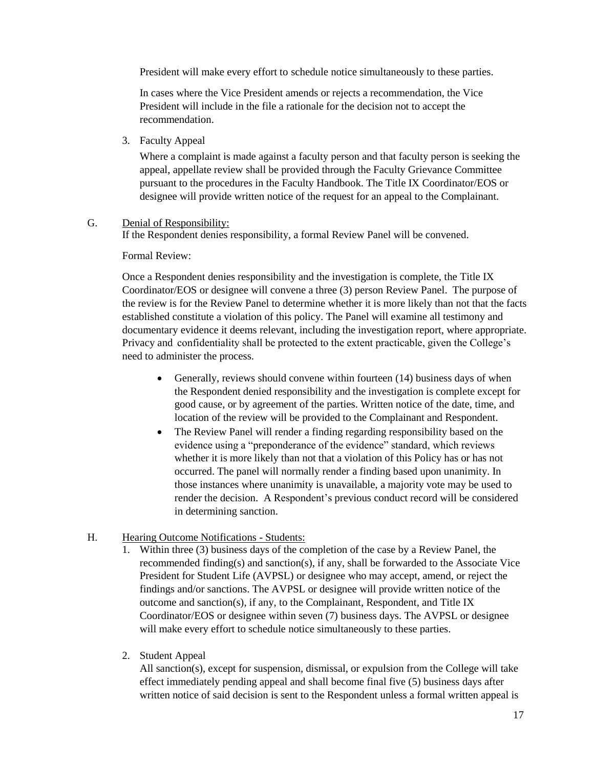President will make every effort to schedule notice simultaneously to these parties.

In cases where the Vice President amends or rejects a recommendation, the Vice President will include in the file a rationale for the decision not to accept the recommendation.

3. Faculty Appeal

   Where a complaint is made against a faculty person and that faculty person is seeking the appeal, appellate review shall be provided through the Faculty Grievance Committee pursuant to the procedures in the Faculty Handbook. The Title IX Coordinator/EOS or designee will provide written notice of the request for an appeal to the Complainant.

G. <u>Denial of Responsibility:</u>
If the Respondent denies responsibility, a formal Review Panel will be convened.

Formal Review:

Once a Respondent denies responsibility and the investigation is complete, the Title IX Coordinator/EOS or designee will convene a three (3) person Review Panel. The purpose of the review is for the Review Panel to determine whether it is more likely than not that the facts established constitute a violation of this policy. The Panel will examine all testimony and documentary evidence it deems relevant, including the investigation report, where appropriate. Privacy and confidentiality shall be protected to the extent practicable, given the College's need to administer the process.

- Generally, reviews should convene within fourteen (14) business days of when the Respondent denied responsibility and the investigation is complete except for good cause, or by agreement of the parties. Written notice of the date, time, and location of the review will be provided to the Complainant and Respondent.
- The Review Panel will render a finding regarding responsibility based on the evidence using a "preponderance of the evidence" standard, which reviews whether it is more likely than not that a violation of this Policy has or has not occurred. The panel will normally render a finding based upon unanimity. In those instances where unanimity is unavailable, a majority vote may be used to render the decision. A Respondent's previous conduct record will be considered in determining sanction.

H. <u>Hearing Outcome Notifications - Students:</u>

1. Within three (3) business days of the completion of the case by a Review Panel, the recommended finding(s) and sanction(s), if any, shall be forwarded to the Associate Vice President for Student Life (AVPSL) or designee who may accept, amend, or reject the findings and/or sanctions. The AVPSL or designee will provide written notice of the outcome and sanction(s), if any, to the Complainant, Respondent, and Title IX Coordinator/EOS or designee within seven (7) business days. The AVPSL or designee will make every effort to schedule notice simultaneously to these parties.

2. Student Appeal

   All sanction(s), except for suspension, dismissal, or expulsion from the College will take effect immediately pending appeal and shall become final five (5) business days after written notice of said decision is sent to the Respondent unless a formal written appeal is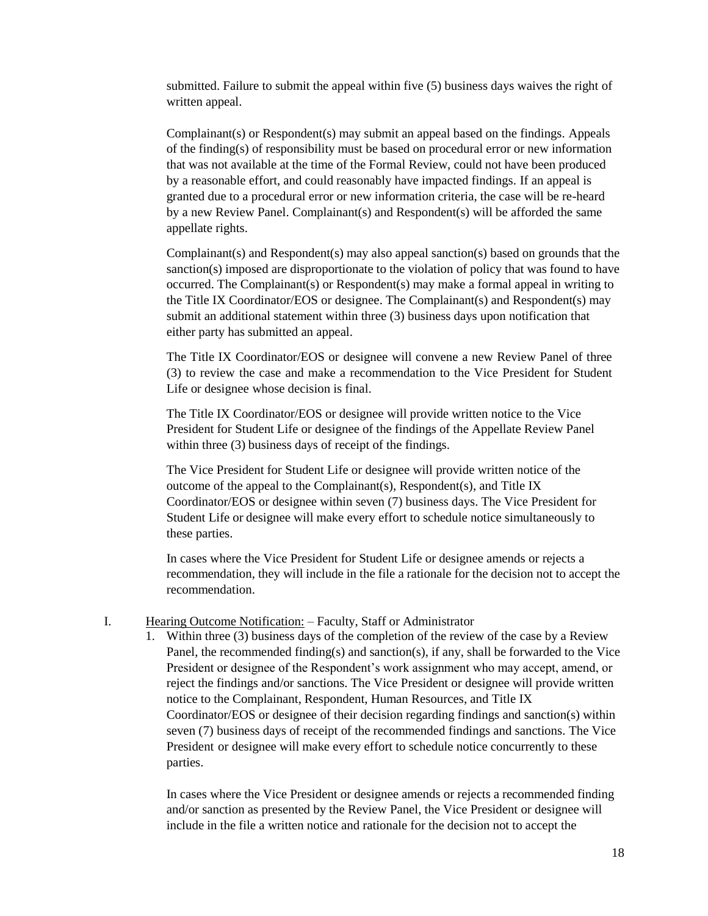submitted. Failure to submit the appeal within five (5) business days waives the right of written appeal.

Complainant(s) or Respondent(s) may submit an appeal based on the findings. Appeals of the finding(s) of responsibility must be based on procedural error or new information that was not available at the time of the Formal Review, could not have been produced by a reasonable effort, and could reasonably have impacted findings. If an appeal is granted due to a procedural error or new information criteria, the case will be re-heard by a new Review Panel. Complainant(s) and Respondent(s) will be afforded the same appellate rights.

Complainant(s) and Respondent(s) may also appeal sanction(s) based on grounds that the sanction(s) imposed are disproportionate to the violation of policy that was found to have occurred. The Complainant(s) or Respondent(s) may make a formal appeal in writing to the Title IX Coordinator/EOS or designee. The Complainant(s) and Respondent(s) may submit an additional statement within three (3) business days upon notification that either party has submitted an appeal.

The Title IX Coordinator/EOS or designee will convene a new Review Panel of three (3) to review the case and make a recommendation to the Vice President for Student Life or designee whose decision is final.

The Title IX Coordinator/EOS or designee will provide written notice to the Vice President for Student Life or designee of the findings of the Appellate Review Panel within three (3) business days of receipt of the findings.

The Vice President for Student Life or designee will provide written notice of the outcome of the appeal to the Complainant(s), Respondent(s), and Title IX Coordinator/EOS or designee within seven (7) business days. The Vice President for Student Life or designee will make every effort to schedule notice simultaneously to these parties.

In cases where the Vice President for Student Life or designee amends or rejects a recommendation, they will include in the file a rationale for the decision not to accept the recommendation.

I. Hearing Outcome Notification: – Faculty, Staff or Administrator

1. Within three (3) business days of the completion of the review of the case by a Review Panel, the recommended finding(s) and sanction(s), if any, shall be forwarded to the Vice President or designee of the Respondent's work assignment who may accept, amend, or reject the findings and/or sanctions. The Vice President or designee will provide written notice to the Complainant, Respondent, Human Resources, and Title IX Coordinator/EOS or designee of their decision regarding findings and sanction(s) within seven (7) business days of receipt of the recommended findings and sanctions. The Vice President or designee will make every effort to schedule notice concurrently to these parties.

   In cases where the Vice President or designee amends or rejects a recommended finding and/or sanction as presented by the Review Panel, the Vice President or designee will include in the file a written notice and rationale for the decision not to accept the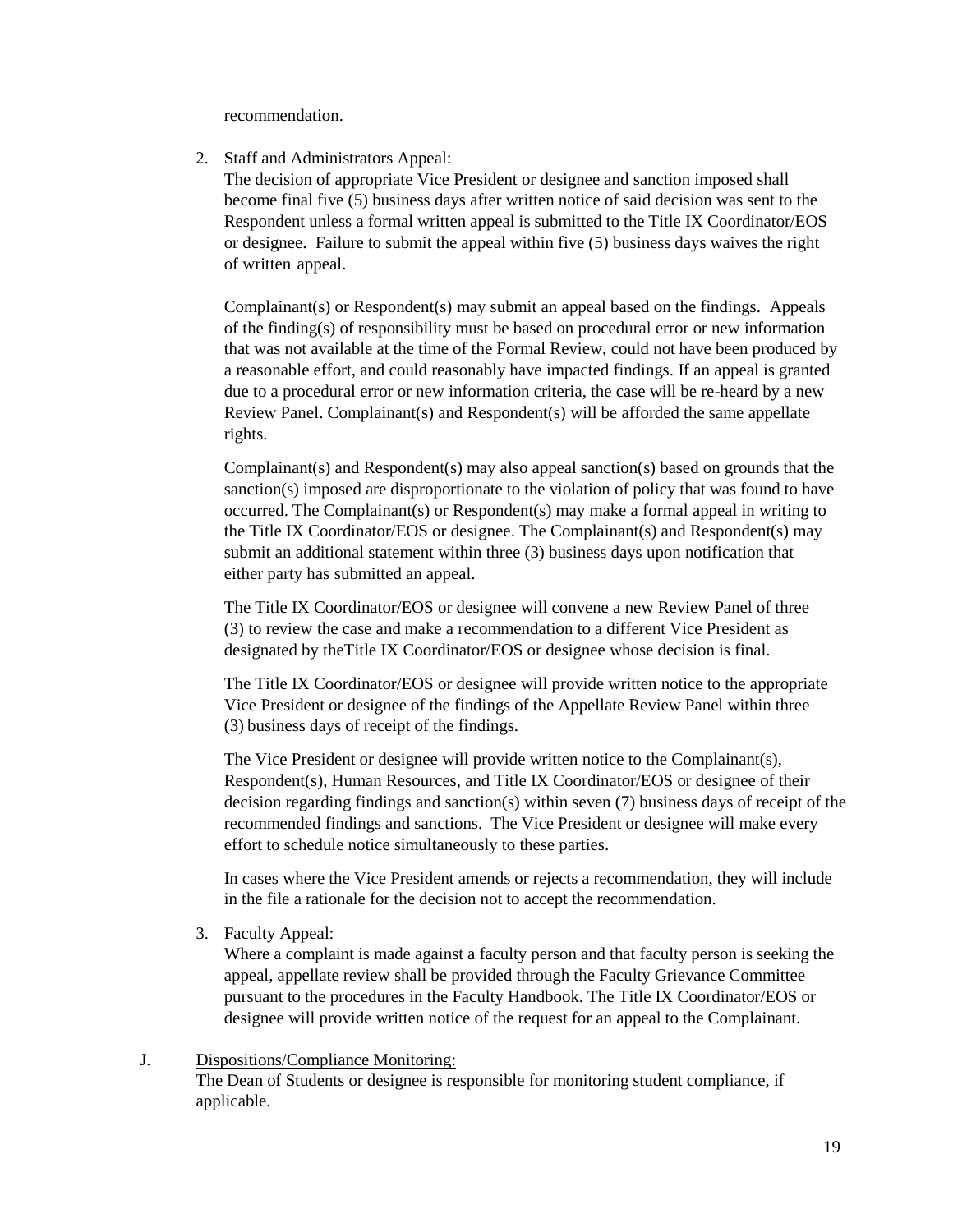recommendation.

2. Staff and Administrators Appeal:
   The decision of appropriate Vice President or designee and sanction imposed shall become final five (5) business days after written notice of said decision was sent to the Respondent unless a formal written appeal is submitted to the Title IX Coordinator/EOS or designee. Failure to submit the appeal within five (5) business days waives the right of written appeal.

   Complainant(s) or Respondent(s) may submit an appeal based on the findings. Appeals of the finding(s) of responsibility must be based on procedural error or new information that was not available at the time of the Formal Review, could not have been produced by a reasonable effort, and could reasonably have impacted findings. If an appeal is granted due to a procedural error or new information criteria, the case will be re-heard by a new Review Panel. Complainant(s) and Respondent(s) will be afforded the same appellate rights.

   Complainant(s) and Respondent(s) may also appeal sanction(s) based on grounds that the sanction(s) imposed are disproportionate to the violation of policy that was found to have occurred. The Complainant(s) or Respondent(s) may make a formal appeal in writing to the Title IX Coordinator/EOS or designee. The Complainant(s) and Respondent(s) may submit an additional statement within three (3) business days upon notification that either party has submitted an appeal.

   The Title IX Coordinator/EOS or designee will convene a new Review Panel of three (3) to review the case and make a recommendation to a different Vice President as designated by theTitle IX Coordinator/EOS or designee whose decision is final.

   The Title IX Coordinator/EOS or designee will provide written notice to the appropriate Vice President or designee of the findings of the Appellate Review Panel within three (3) business days of receipt of the findings.

   The Vice President or designee will provide written notice to the Complainant(s), Respondent(s), Human Resources, and Title IX Coordinator/EOS or designee of their decision regarding findings and sanction(s) within seven (7) business days of receipt of the recommended findings and sanctions. The Vice President or designee will make every effort to schedule notice simultaneously to these parties.

   In cases where the Vice President amends or rejects a recommendation, they will include in the file a rationale for the decision not to accept the recommendation.

3. Faculty Appeal:
   Where a complaint is made against a faculty person and that faculty person is seeking the appeal, appellate review shall be provided through the Faculty Grievance Committee pursuant to the procedures in the Faculty Handbook. The Title IX Coordinator/EOS or designee will provide written notice of the request for an appeal to the Complainant.

J. Dispositions/Compliance Monitoring:
   The Dean of Students or designee is responsible for monitoring student compliance, if applicable.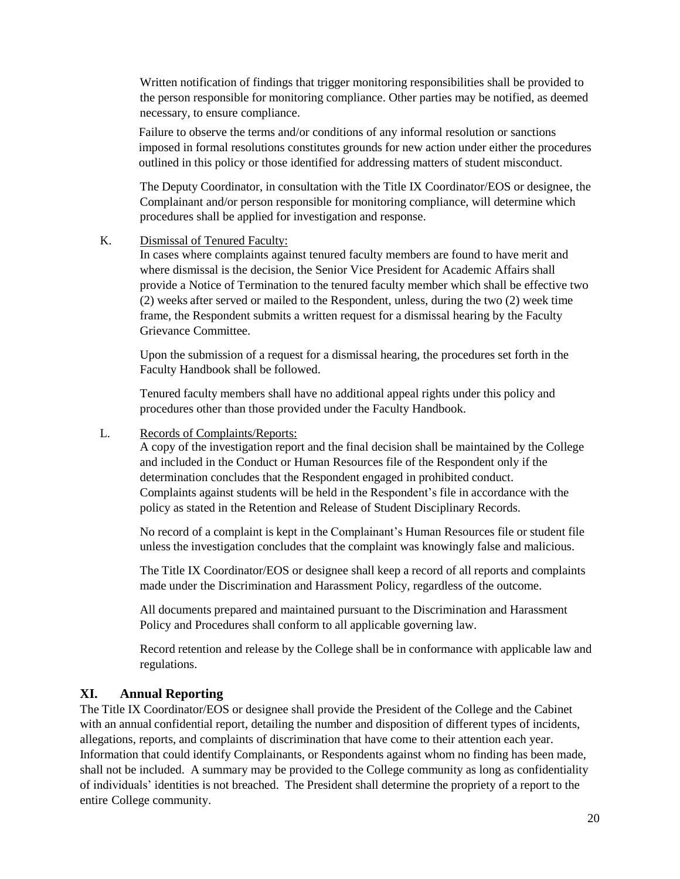Written notification of findings that trigger monitoring responsibilities shall be provided to the person responsible for monitoring compliance. Other parties may be notified, as deemed necessary, to ensure compliance.

Failure to observe the terms and/or conditions of any informal resolution or sanctions imposed in formal resolutions constitutes grounds for new action under either the procedures outlined in this policy or those identified for addressing matters of student misconduct.

The Deputy Coordinator, in consultation with the Title IX Coordinator/EOS or designee, the Complainant and/or person responsible for monitoring compliance, will determine which procedures shall be applied for investigation and response.

K. Dismissal of Tenured Faculty:

In cases where complaints against tenured faculty members are found to have merit and where dismissal is the decision, the Senior Vice President for Academic Affairs shall provide a Notice of Termination to the tenured faculty member which shall be effective two (2) weeks after served or mailed to the Respondent, unless, during the two (2) week time frame, the Respondent submits a written request for a dismissal hearing by the Faculty Grievance Committee.

Upon the submission of a request for a dismissal hearing, the procedures set forth in the Faculty Handbook shall be followed.

Tenured faculty members shall have no additional appeal rights under this policy and procedures other than those provided under the Faculty Handbook.

L. Records of Complaints/Reports:

A copy of the investigation report and the final decision shall be maintained by the College and included in the Conduct or Human Resources file of the Respondent only if the determination concludes that the Respondent engaged in prohibited conduct. Complaints against students will be held in the Respondent's file in accordance with the policy as stated in the Retention and Release of Student Disciplinary Records.

No record of a complaint is kept in the Complainant's Human Resources file or student file unless the investigation concludes that the complaint was knowingly false and malicious.

The Title IX Coordinator/EOS or designee shall keep a record of all reports and complaints made under the Discrimination and Harassment Policy, regardless of the outcome.

All documents prepared and maintained pursuant to the Discrimination and Harassment Policy and Procedures shall conform to all applicable governing law.

Record retention and release by the College shall be in conformance with applicable law and regulations.

## XI. Annual Reporting

The Title IX Coordinator/EOS or designee shall provide the President of the College and the Cabinet with an annual confidential report, detailing the number and disposition of different types of incidents, allegations, reports, and complaints of discrimination that have come to their attention each year. Information that could identify Complainants, or Respondents against whom no finding has been made, shall not be included. A summary may be provided to the College community as long as confidentiality of individuals' identities is not breached. The President shall determine the propriety of a report to the entire College community.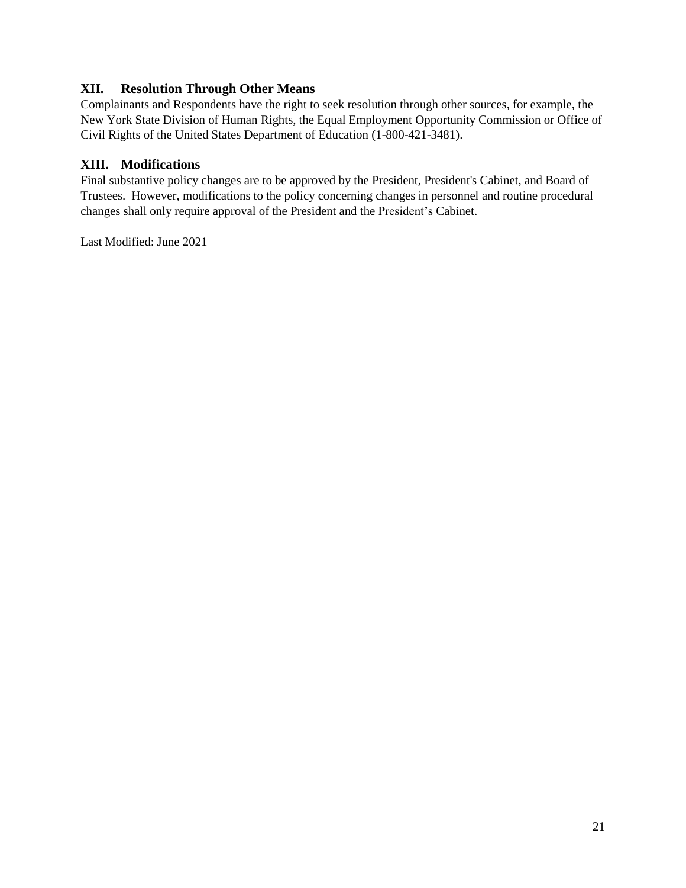## XII. Resolution Through Other Means

Complainants and Respondents have the right to seek resolution through other sources, for example, the New York State Division of Human Rights, the Equal Employment Opportunity Commission or Office of Civil Rights of the United States Department of Education (1-800-421-3481).

## XIII. Modifications

Final substantive policy changes are to be approved by the President, President's Cabinet, and Board of Trustees. However, modifications to the policy concerning changes in personnel and routine procedural changes shall only require approval of the President and the President's Cabinet.

Last Modified: June 2021